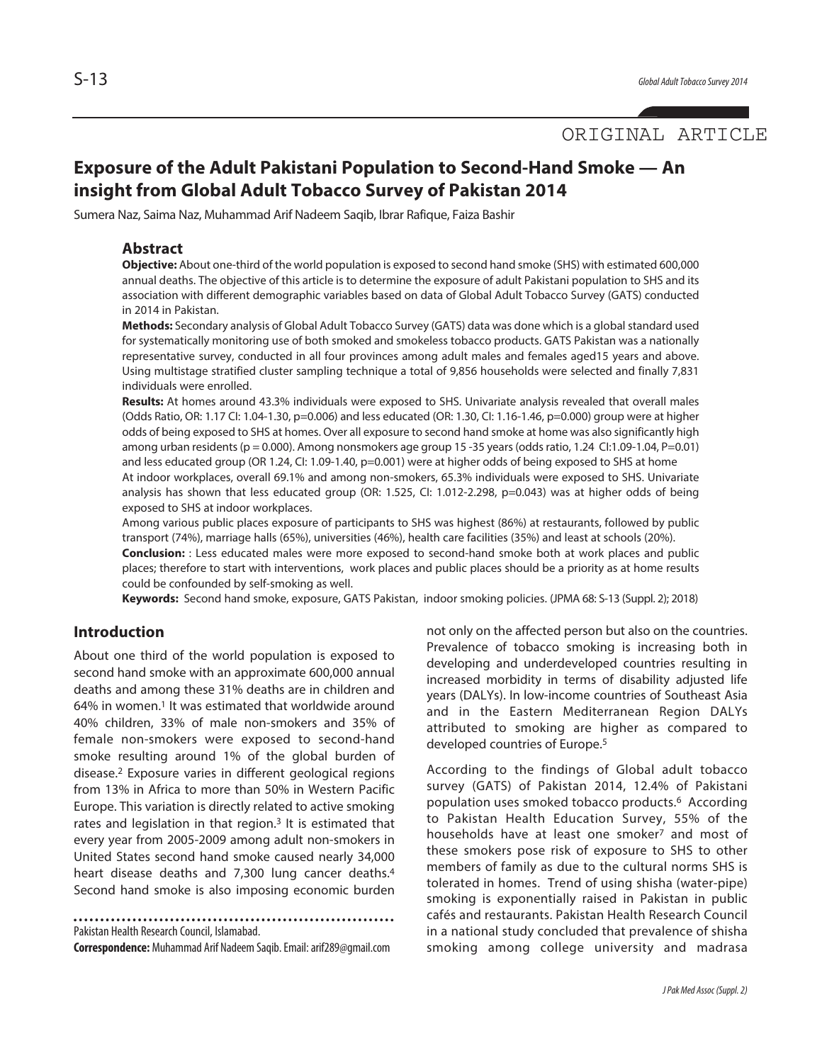ORIGINAL ARTICLE

# Exposure of the Adult Pakistani Population to Second-Hand Smoke — An insight from Global Adult Tobacco Survey of Pakistan 2014

Sumera Naz, Saima Naz, Muhammad Arif Nadeem Saqib, Ibrar Rafique, Faiza Bashir

## Abstract

**Objective:** About one-third of the world population is exposed to second hand smoke (SHS) with estimated 600,000 annual deaths. The objective of this article is to determine the exposure of adult Pakistani population to SHS and its association with different demographic variables based on data of Global Adult Tobacco Survey (GATS) conducted in 2014 in Pakistan.

**Methods:** Secondary analysis of Global Adult Tobacco Survey (GATS) data was done which is a global standard used for systematically monitoring use of both smoked and smokeless tobacco products. GATS Pakistan was a nationally representative survey, conducted in all four provinces among adult males and females aged15 years and above. Using multistage stratified cluster sampling technique a total of 9,856 households were selected and finally 7,831 individuals were enrolled.

**Results:** At homes around 43.3% individuals were exposed to SHS. Univariate analysis revealed that overall males (Odds Ratio, OR: 1.17 CI: 1.04-1.30, p=0.006) and less educated (OR: 1.30, CI: 1.16-1.46, p=0.000) group were at higher odds of being exposed to SHS at homes. Over all exposure to second hand smoke at home was also significantly high among urban residents (p = 0.000). Among nonsmokers age group 15 -35 years (odds ratio, 1.24 CI:1.09-1.04, P=0.01) and less educated group (OR 1.24, CI: 1.09-1.40, p=0.001) were at higher odds of being exposed to SHS at home

At indoor workplaces, overall 69.1% and among non-smokers, 65.3% individuals were exposed to SHS. Univariate analysis has shown that less educated group (OR: 1.525, CI: 1.012-2.298, p=0.043) was at higher odds of being exposed to SHS at indoor workplaces.

Among various public places exposure of participants to SHS was highest (86%) at restaurants, followed by public transport (74%), marriage halls (65%), universities (46%), health care facilities (35%) and least at schools (20%).

**Conclusion:** : Less educated males were more exposed to second-hand smoke both at work places and public places; therefore to start with interventions, work places and public places should be a priority as at home results could be confounded by self-smoking as well.

**Keywords:** Second hand smoke, exposure, GATS Pakistan, indoor smoking policies. (JPMA 68: S-13 (Suppl. 2); 2018)

## Introduction

About one third of the world population is exposed to second hand smoke with an approximate 600,000 annual deaths and among these 31% deaths are in children and 64% in women.[1] It was estimated that worldwide around 40% children, 33% of male non-smokers and 35% of female non-smokers were exposed to second-hand smoke resulting around 1% of the global burden of disease.[2] Exposure varies in different geological regions from 13% in Africa to more than 50% in Western Pacific Europe. This variation is directly related to active smoking rates and legislation in that region.[3] It is estimated that every year from 2005-2009 among adult non-smokers in United States second hand smoke caused nearly 34,000 heart disease deaths and 7,300 lung cancer deaths.[4] Second hand smoke is also imposing economic burden not only on the affected person but also on the countries. Prevalence of tobacco smoking is increasing both in developing and underdeveloped countries resulting in increased morbidity in terms of disability adjusted life years (DALYs). In low-income countries of Southeast Asia and in the Eastern Mediterranean Region DALYs attributed to smoking are higher as compared to developed countries of Europe.[5]

According to the findings of Global adult tobacco survey (GATS) of Pakistan 2014, 12.4% of Pakistani population uses smoked tobacco products.[6] According to Pakistan Health Education Survey, 55% of the households have at least one smoker[7] and most of these smokers pose risk of exposure to SHS to other members of family as due to the cultural norms SHS is tolerated in homes. Trend of using shisha (water-pipe) smoking is exponentially raised in Pakistan in public cafés and restaurants. Pakistan Health Research Council in a national study concluded that prevalence of shisha smoking among college university and madrasa

Pakistan Health Research Council, Islamabad.

**Correspondence:** Muhammad Arif Nadeem Saqib. Email: arif289@gmail.com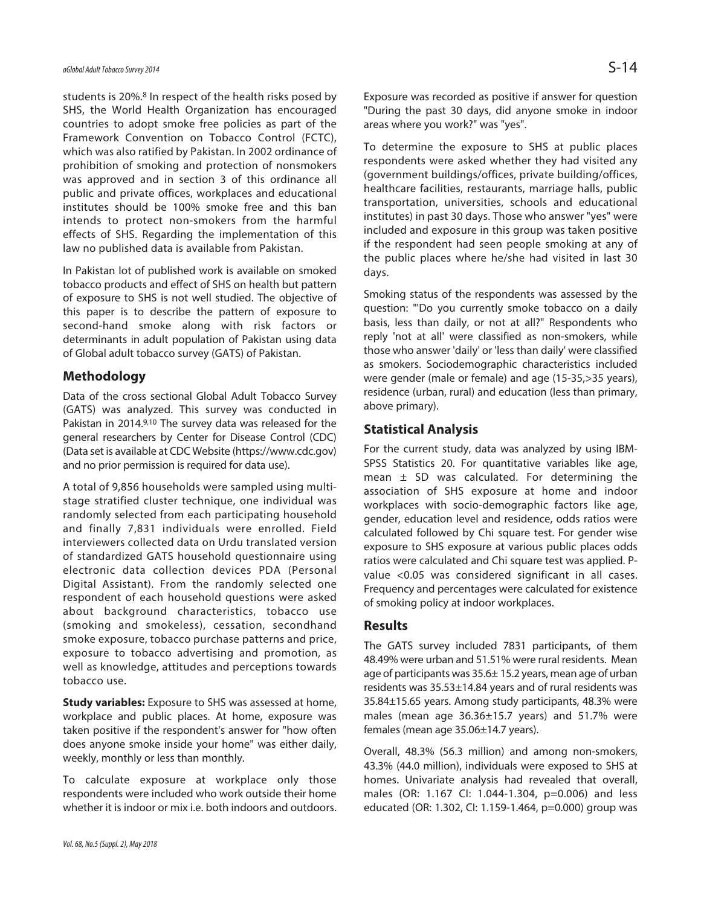students is 20%.[8] In respect of the health risks posed by SHS, the World Health Organization has encouraged countries to adopt smoke free policies as part of the Framework Convention on Tobacco Control (FCTC), which was also ratified by Pakistan. In 2002 ordinance of prohibition of smoking and protection of nonsmokers was approved and in section 3 of this ordinance all public and private offices, workplaces and educational institutes should be 100% smoke free and this ban intends to protect non-smokers from the harmful effects of SHS. Regarding the implementation of this law no published data is available from Pakistan.

In Pakistan lot of published work is available on smoked tobacco products and effect of SHS on health but pattern of exposure to SHS is not well studied. The objective of this paper is to describe the pattern of exposure to second-hand smoke along with risk factors or determinants in adult population of Pakistan using data of Global adult tobacco survey (GATS) of Pakistan.

## Methodology

Data of the cross sectional Global Adult Tobacco Survey (GATS) was analyzed. This survey was conducted in Pakistan in 2014.[9,10] The survey data was released for the general researchers by Center for Disease Control (CDC) (Data set is available at CDC Website (https://www.cdc.gov) and no prior permission is required for data use).

A total of 9,856 households were sampled using multi-stage stratified cluster technique, one individual was randomly selected from each participating household and finally 7,831 individuals were enrolled. Field interviewers collected data on Urdu translated version of standardized GATS household questionnaire using electronic data collection devices PDA (Personal Digital Assistant). From the randomly selected one respondent of each household questions were asked about background characteristics, tobacco use (smoking and smokeless), cessation, secondhand smoke exposure, tobacco purchase patterns and price, exposure to tobacco advertising and promotion, as well as knowledge, attitudes and perceptions towards tobacco use.

**Study variables:** Exposure to SHS was assessed at home, workplace and public places. At home, exposure was taken positive if the respondent's answer for "how often does anyone smoke inside your home" was either daily, weekly, monthly or less than monthly.

To calculate exposure at workplace only those respondents were included who work outside their home whether it is indoor or mix i.e. both indoors and outdoors. Exposure was recorded as positive if answer for question "During the past 30 days, did anyone smoke in indoor areas where you work?" was "yes".

To determine the exposure to SHS at public places respondents were asked whether they had visited any (government buildings/offices, private building/offices, healthcare facilities, restaurants, marriage halls, public transportation, universities, schools and educational institutes) in past 30 days. Those who answer "yes" were included and exposure in this group was taken positive if the respondent had seen people smoking at any of the public places where he/she had visited in last 30 days.

Smoking status of the respondents was assessed by the question: "'Do you currently smoke tobacco on a daily basis, less than daily, or not at all?" Respondents who reply 'not at all' were classified as non-smokers, while those who answer 'daily' or 'less than daily' were classified as smokers. Sociodemographic characteristics included were gender (male or female) and age (15-35,>35 years), residence (urban, rural) and education (less than primary, above primary).

## Statistical Analysis

For the current study, data was analyzed by using IBM-SPSS Statistics 20. For quantitative variables like age, mean ± SD was calculated. For determining the association of SHS exposure at home and indoor workplaces with socio-demographic factors like age, gender, education level and residence, odds ratios were calculated followed by Chi square test. For gender wise exposure to SHS exposure at various public places odds ratios were calculated and Chi square test was applied. P-value <0.05 was considered significant in all cases. Frequency and percentages were calculated for existence of smoking policy at indoor workplaces.

## Results

The GATS survey included 7831 participants, of them 48.49% were urban and 51.51% were rural residents. Mean age of participants was 35.6± 15.2 years, mean age of urban residents was 35.53±14.84 years and of rural residents was 35.84±15.65 years. Among study participants, 48.3% were males (mean age 36.36±15.7 years) and 51.7% were females (mean age 35.06±14.7 years).

Overall, 48.3% (56.3 million) and among non-smokers, 43.3% (44.0 million), individuals were exposed to SHS at homes. Univariate analysis had revealed that overall, males (OR: 1.167 CI: 1.044-1.304, p=0.006) and less educated (OR: 1.302, CI: 1.159-1.464, p=0.000) group was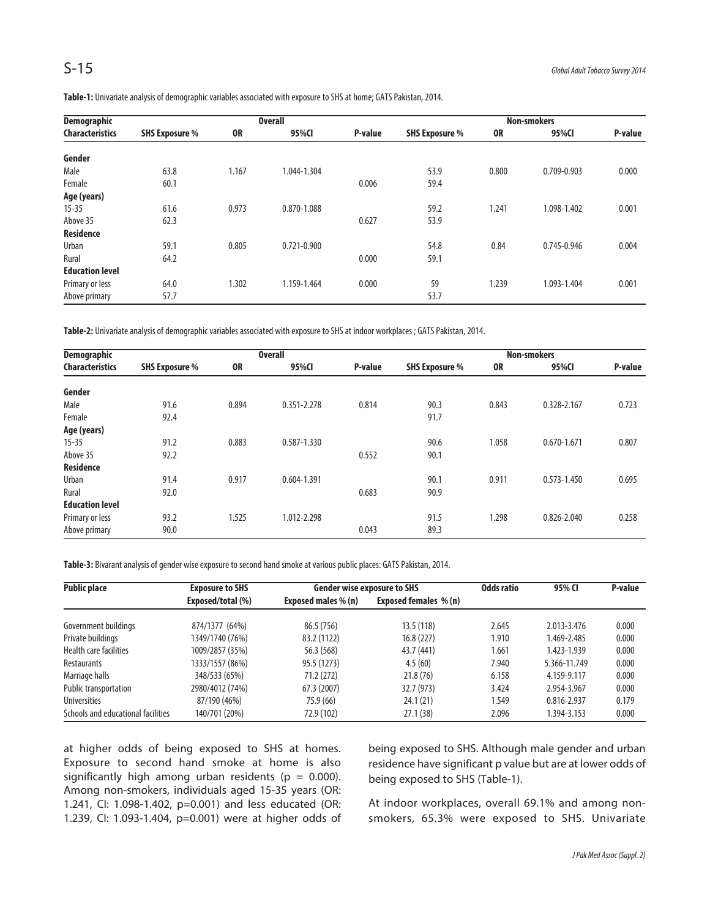**Table-1:** Univariate analysis of demographic variables associated with exposure to SHS at home; GATS Pakistan, 2014.

| Demographic Characteristics | Overall | | | | Non-smokers | | | |
|---|---|---|---|---|---|---|---|---|
| | SHS Exposure % | OR | 95%CI | P-value | SHS Exposure % | OR | 95%CI | P-value |
| **Gender** | | | | | | | | |
| Male | 63.8 | 1.167 | 1.044-1.304 | | 53.9 | 0.800 | 0.709-0.903 | 0.000 |
| Female | 60.1 | | | 0.006 | 59.4 | | | |
| **Age (years)** | | | | | | | | |
| 15-35 | 61.6 | 0.973 | 0.870-1.088 | | 59.2 | 1.241 | 1.098-1.402 | 0.001 |
| Above 35 | 62.3 | | | 0.627 | 53.9 | | | |
| **Residence** | | | | | | | | |
| Urban | 59.1 | 0.805 | 0.721-0.900 | | 54.8 | 0.84 | 0.745-0.946 | 0.004 |
| Rural | 64.2 | | | 0.000 | 59.1 | | | |
| **Education level** | | | | | | | | |
| Primary or less | 64.0 | 1.302 | 1.159-1.464 | 0.000 | 59 | 1.239 | 1.093-1.404 | 0.001 |
| Above primary | 57.7 | | | | 53.7 | | | |

**Table-2:** Univariate analysis of demographic variables associated with exposure to SHS at indoor workplaces ; GATS Pakistan, 2014.

| Demographic Characteristics | Overall | | | | Non-smokers | | | |
|---|---|---|---|---|---|---|---|---|
| | SHS Exposure % | OR | 95%CI | P-value | SHS Exposure % | OR | 95%CI | P-value |
| **Gender** | | | | | | | | |
| Male | 91.6 | 0.894 | 0.351-2.278 | 0.814 | 90.3 | 0.843 | 0.328-2.167 | 0.723 |
| Female | 92.4 | | | | 91.7 | | | |
| **Age (years)** | | | | | | | | |
| 15-35 | 91.2 | 0.883 | 0.587-1.330 | | 90.6 | 1.058 | 0.670-1.671 | 0.807 |
| Above 35 | 92.2 | | | 0.552 | 90.1 | | | |
| **Residence** | | | | | | | | |
| Urban | 91.4 | 0.917 | 0.604-1.391 | | 90.1 | 0.911 | 0.573-1.450 | 0.695 |
| Rural | 92.0 | | | 0.683 | 90.9 | | | |
| **Education level** | | | | | | | | |
| Primary or less | 93.2 | 1.525 | 1.012-2.298 | | 91.5 | 1.298 | 0.826-2.040 | 0.258 |
| Above primary | 90.0 | | | 0.043 | 89.3 | | | |

**Table-3:** Bivarant analysis of gender wise exposure to second hand smoke at various public places: GATS Pakistan, 2014.

| Public place | Exposure to SHS | Gender wise exposure to SHS | | Odds ratio | 95% CI | P-value |
|---|---|---|---|---|---|---|
| | Exposed/total (%) | Exposed males % (n) | Exposed females % (n) | | | |
| Government buildings | 874/1377 (64%) | 86.5 (756) | 13.5 (118) | 2.645 | 2.013-3.476 | 0.000 |
| Private buildings | 1349/1740 (76%) | 83.2 (1122) | 16.8 (227) | 1.910 | 1.469-2.485 | 0.000 |
| Health care facilities | 1009/2857 (35%) | 56.3 (568) | 43.7 (441) | 1.661 | 1.423-1.939 | 0.000 |
| Restaurants | 1333/1557 (86%) | 95.5 (1273) | 4.5 (60) | 7.940 | 5.366-11.749 | 0.000 |
| Marriage halls | 348/533 (65%) | 71.2 (272) | 21.8 (76) | 6.158 | 4.159-9.117 | 0.000 |
| Public transportation | 2980/4012 (74%) | 67.3 (2007) | 32.7 (973) | 3.424 | 2.954-3.967 | 0.000 |
| Universities | 87/190 (46%) | 75.9 (66) | 24.1 (21) | 1.549 | 0.816-2.937 | 0.179 |
| Schools and educational facilities | 140/701 (20%) | 72.9 (102) | 27.1 (38) | 2.096 | 1.394-3.153 | 0.000 |

at higher odds of being exposed to SHS at homes. Exposure to second hand smoke at home is also significantly high among urban residents ($p = 0.000$). Among non-smokers, individuals aged 15-35 years (OR: 1.241, CI: 1.098-1.402, p=0.001) and less educated (OR: 1.239, CI: 1.093-1.404, p=0.001) were at higher odds of being exposed to SHS. Although male gender and urban residence have significant p value but are at lower odds of being exposed to SHS (Table-1).

At indoor workplaces, overall 69.1% and among non-smokers, 65.3% were exposed to SHS. Univariate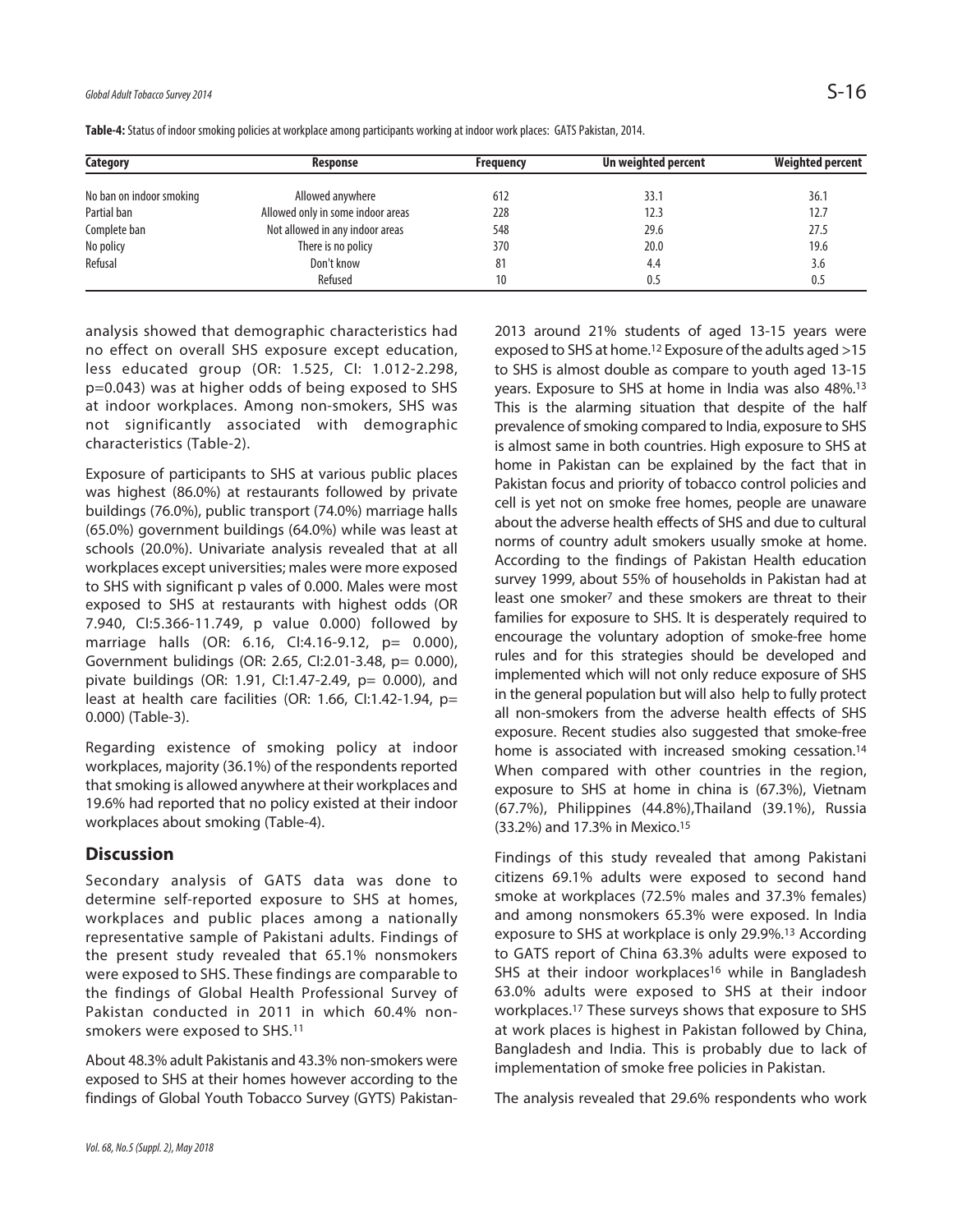**Table-4:** Status of indoor smoking policies at workplace among participants working at indoor work places: GATS Pakistan, 2014.

| Category | Response | Frequency | Un weighted percent | Weighted percent |
|---|---|---|---|---|
| No ban on indoor smoking | Allowed anywhere | 612 | 33.1 | 36.1 |
| Partial ban | Allowed only in some indoor areas | 228 | 12.3 | 12.7 |
| Complete ban | Not allowed in any indoor areas | 548 | 29.6 | 27.5 |
| No policy | There is no policy | 370 | 20.0 | 19.6 |
| Refusal | Don't know | 81 | 4.4 | 3.6 |
| | Refused | 10 | 0.5 | 0.5 |

analysis showed that demographic characteristics had no effect on overall SHS exposure except education, less educated group (OR: 1.525, CI: 1.012-2.298, p=0.043) was at higher odds of being exposed to SHS at indoor workplaces. Among non-smokers, SHS was not significantly associated with demographic characteristics (Table-2).

Exposure of participants to SHS at various public places was highest (86.0%) at restaurants followed by private buildings (76.0%), public transport (74.0%) marriage halls (65.0%) government buildings (64.0%) while was least at schools (20.0%). Univariate analysis revealed that at all workplaces except universities; males were more exposed to SHS with significant p vales of 0.000. Males were most exposed to SHS at restaurants with highest odds (OR 7.940, CI:5.366-11.749, p value 0.000) followed by marriage halls (OR: 6.16, CI:4.16-9.12, p= 0.000), Government bulidings (OR: 2.65, CI:2.01-3.48, p= 0.000), pivate buildings (OR: 1.91, CI:1.47-2.49, p= 0.000), and least at health care facilities (OR: 1.66, CI:1.42-1.94, p= 0.000) (Table-3).

Regarding existence of smoking policy at indoor workplaces, majority (36.1%) of the respondents reported that smoking is allowed anywhere at their workplaces and 19.6% had reported that no policy existed at their indoor workplaces about smoking (Table-4).

## Discussion

Secondary analysis of GATS data was done to determine self-reported exposure to SHS at homes, workplaces and public places among a nationally representative sample of Pakistani adults. Findings of the present study revealed that 65.1% nonsmokers were exposed to SHS. These findings are comparable to the findings of Global Health Professional Survey of Pakistan conducted in 2011 in which 60.4% non-smokers were exposed to SHS.[11]

About 48.3% adult Pakistanis and 43.3% non-smokers were exposed to SHS at their homes however according to the findings of Global Youth Tobacco Survey (GYTS) Pakistan-2013 around 21% students of aged 13-15 years were exposed to SHS at home.[12] Exposure of the adults aged >15 to SHS is almost double as compare to youth aged 13-15 years. Exposure to SHS at home in India was also 48%.[13] This is the alarming situation that despite of the half prevalence of smoking compared to India, exposure to SHS is almost same in both countries. High exposure to SHS at home in Pakistan can be explained by the fact that in Pakistan focus and priority of tobacco control policies and cell is yet not on smoke free homes, people are unaware about the adverse health effects of SHS and due to cultural norms of country adult smokers usually smoke at home. According to the findings of Pakistan Health education survey 1999, about 55% of households in Pakistan had at least one smoker[7] and these smokers are threat to their families for exposure to SHS. It is desperately required to encourage the voluntary adoption of smoke-free home rules and for this strategies should be developed and implemented which will not only reduce exposure of SHS in the general population but will also help to fully protect all non-smokers from the adverse health effects of SHS exposure. Recent studies also suggested that smoke-free home is associated with increased smoking cessation.[14] When compared with other countries in the region, exposure to SHS at home in china is (67.3%), Vietnam (67.7%), Philippines (44.8%),Thailand (39.1%), Russia (33.2%) and 17.3% in Mexico.[15]

Findings of this study revealed that among Pakistani citizens 69.1% adults were exposed to second hand smoke at workplaces (72.5% males and 37.3% females) and among nonsmokers 65.3% were exposed. In India exposure to SHS at workplace is only 29.9%.[13] According to GATS report of China 63.3% adults were exposed to SHS at their indoor workplaces[16] while in Bangladesh 63.0% adults were exposed to SHS at their indoor workplaces.[17] These surveys shows that exposure to SHS at work places is highest in Pakistan followed by China, Bangladesh and India. This is probably due to lack of implementation of smoke free policies in Pakistan.

The analysis revealed that 29.6% respondents who work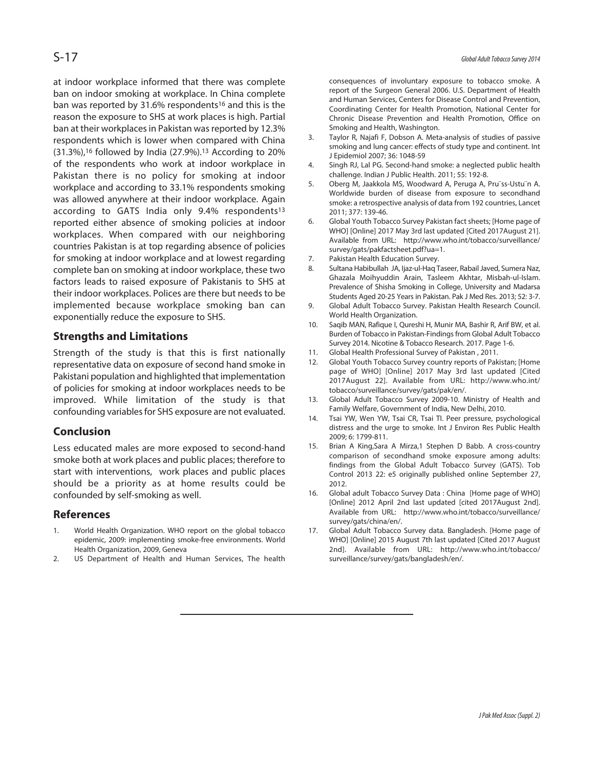at indoor workplace informed that there was complete ban on indoor smoking at workplace. In China complete ban was reported by 31.6% respondents[16] and this is the reason the exposure to SHS at work places is high. Partial ban at their workplaces in Pakistan was reported by 12.3% respondents which is lower when compared with China (31.3%),[16] followed by India (27.9%).[13] According to 20% of the respondents who work at indoor workplace in Pakistan there is no policy for smoking at indoor workplace and according to 33.1% respondents smoking was allowed anywhere at their indoor workplace. Again according to GATS India only 9.4% respondents[13] reported either absence of smoking policies at indoor workplaces. When compared with our neighboring countries Pakistan is at top regarding absence of policies for smoking at indoor workplace and at lowest regarding complete ban on smoking at indoor workplace, these two factors leads to raised exposure of Pakistanis to SHS at their indoor workplaces. Polices are there but needs to be implemented because workplace smoking ban can exponentially reduce the exposure to SHS.

## Strengths and Limitations

Strength of the study is that this is first nationally representative data on exposure of second hand smoke in Pakistani population and highlighted that implementation of policies for smoking at indoor workplaces needs to be improved. While limitation of the study is that confounding variables for SHS exposure are not evaluated.

## Conclusion

Less educated males are more exposed to second-hand smoke both at work places and public places; therefore to start with interventions, work places and public places should be a priority as at home results could be confounded by self-smoking as well.

## References

1. World Health Organization. WHO report on the global tobacco epidemic, 2009: implementing smoke-free environments. World Health Organization, 2009, Geneva
2. US Department of Health and Human Services, The health consequences of involuntary exposure to tobacco smoke. A report of the Surgeon General 2006. U.S. Department of Health and Human Services, Centers for Disease Control and Prevention, Coordinating Center for Health Promotion, National Center for Chronic Disease Prevention and Health Promotion, Office on Smoking and Health, Washington.
3. Taylor R, Najafi F, Dobson A. Meta-analysis of studies of passive smoking and lung cancer: effects of study type and continent. Int J Epidemiol 2007; 36: 1048-59
4. Singh RJ, Lal PG. Second-hand smoke: a neglected public health challenge. Indian J Public Health. 2011; 55: 192-8.
5. Oberg M, Jaakkola MS, Woodward A, Peruga A, Pru¨ss-Ustu¨n A. Worldwide burden of disease from exposure to secondhand smoke: a retrospective analysis of data from 192 countries, Lancet 2011; 377: 139-46.
6. Global Youth Tobacco Survey Pakistan fact sheets; [Home page of WHO] [Online] 2017 May 3rd last updated [Cited 2017August 21]. Available from URL: http://www.who.int/tobacco/surveillance/survey/gats/pakfactsheet.pdf?ua=1.
7. Pakistan Health Education Survey.
8. Sultana Habibullah JA, Ijaz-ul-Haq Taseer, Rabail Javed, Sumera Naz, Ghazala Moihyuddin Arain, Tasleem Akhtar, Misbah-ul-Islam. Prevalence of Shisha Smoking in College, University and Madarsa Students Aged 20-25 Years in Pakistan. Pak J Med Res. 2013; 52: 3-7.
9. Global Adult Tobacco Survey. Pakistan Health Research Council. World Health Organization.
10. Saqib MAN, Rafique I, Qureshi H, Munir MA, Bashir R, Arif BW, et al. Burden of Tobacco in Pakistan-Findings from Global Adult Tobacco Survey 2014. Nicotine & Tobacco Research. 2017. Page 1-6.
11. Global Health Professional Survey of Pakistan , 2011.
12. Global Youth Tobacco Survey country reports of Pakistan; [Home page of WHO] [Online] 2017 May 3rd last updated [Cited 2017August 22]. Available from URL: http://www.who.int/tobacco/surveillance/survey/gats/pak/en/.
13. Global Adult Tobacco Survey 2009-10. Ministry of Health and Family Welfare, Government of India, New Delhi, 2010.
14. Tsai YW, Wen YW, Tsai CR, Tsai TI. Peer pressure, psychological distress and the urge to smoke. Int J Environ Res Public Health 2009; 6: 1799-811.
15. Brian A King,Sara A Mirza,1 Stephen D Babb. A cross-country comparison of secondhand smoke exposure among adults: findings from the Global Adult Tobacco Survey (GATS). Tob Control 2013 22: e5 originally published online September 27, 2012.
16. Global adult Tobacco Survey Data : China [Home page of WHO] [Online] 2012 April 2nd last updated [cited 2017August 2nd]. Available from URL: http://www.who.int/tobacco/surveillance/survey/gats/china/en/.
17. Global Adult Tobacco Survey data. Bangladesh. [Home page of WHO] [Online] 2015 August 7th last updated [Cited 2017 August 2nd]. Available from URL: http://www.who.int/tobacco/surveillance/survey/gats/bangladesh/en/.